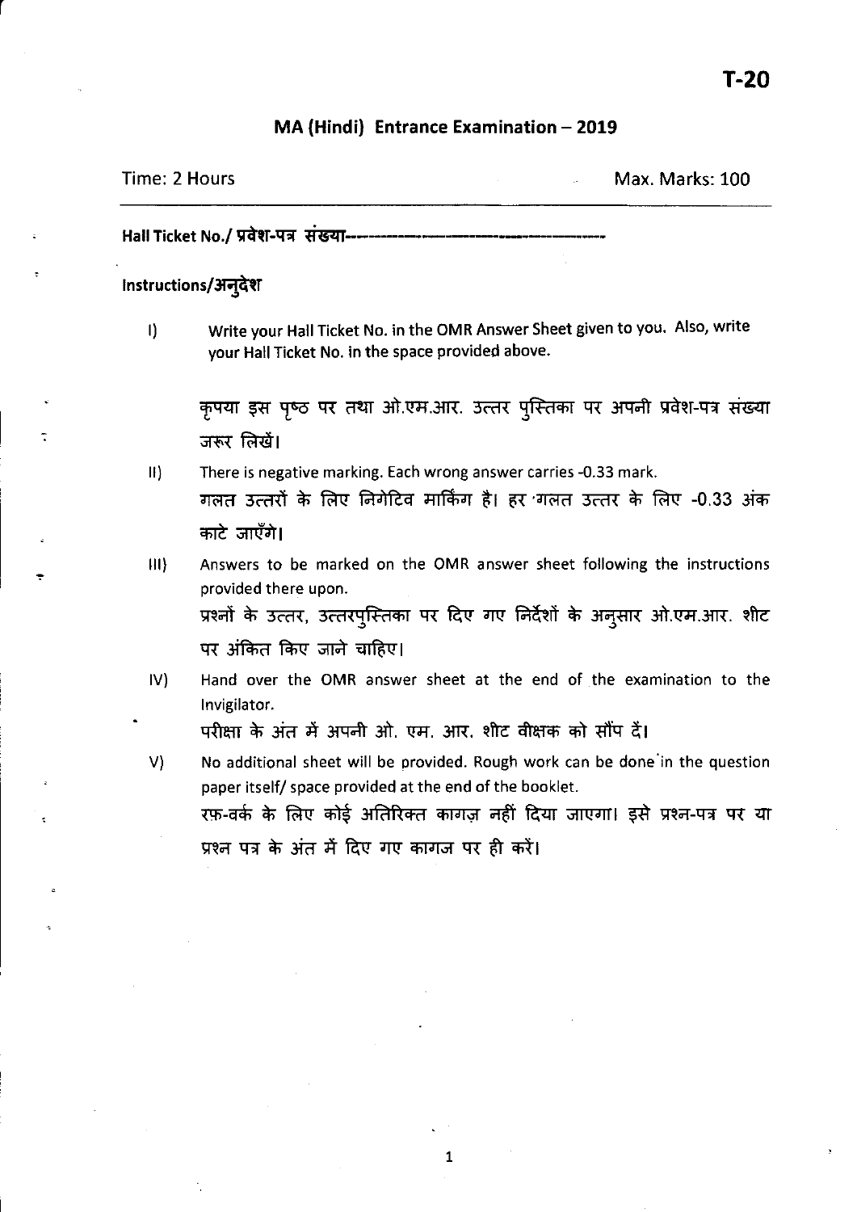**T-20**

## MA (Hindi) Entrance Examination – 2019

Time: 2 Hours                                                                                    Max. Marks: 100

---

**Hall Ticket No./ प्रवेश-पत्र संख्या**-------------------------------------------

**Instructions/अनुदेश**

I) Write your Hall Ticket No. in the OMR Answer Sheet given to you. Also, write your Hall Ticket No. in the space provided above.

   कृपया इस पृष्ठ पर तथा ओ.एम.आर. उत्तर पुस्तिका पर अपनी प्रवेश-पत्र संख्या जरूर लिखें।

II) There is negative marking. Each wrong answer carries -0.33 mark.
   गलत उत्तरों के लिए निगेटिव मार्किंग है। हर गलत उत्तर के लिए -0.33 अंक काटे जाएँगे।

III) Answers to be marked on the OMR answer sheet following the instructions provided there upon.
   प्रश्नों के उत्तर, उत्तरपुस्तिका पर दिए गए निर्देशों के अनुसार ओ.एम.आर. शीट पर अंकित किए जाने चाहिए।

IV) Hand over the OMR answer sheet at the end of the examination to the Invigilator.
   परीक्षा के अंत में अपनी ओ. एम. आर. शीट वीक्षक को सौंप दें।

V) No additional sheet will be provided. Rough work can be done in the question paper itself/ space provided at the end of the booklet.
   रफ़-वर्क के लिए कोई अतिरिक्त कागज़ नहीं दिया जाएगा। इसे प्रश्न-पत्र पर या प्रश्न पत्र के अंत में दिए गए कागज पर ही करें।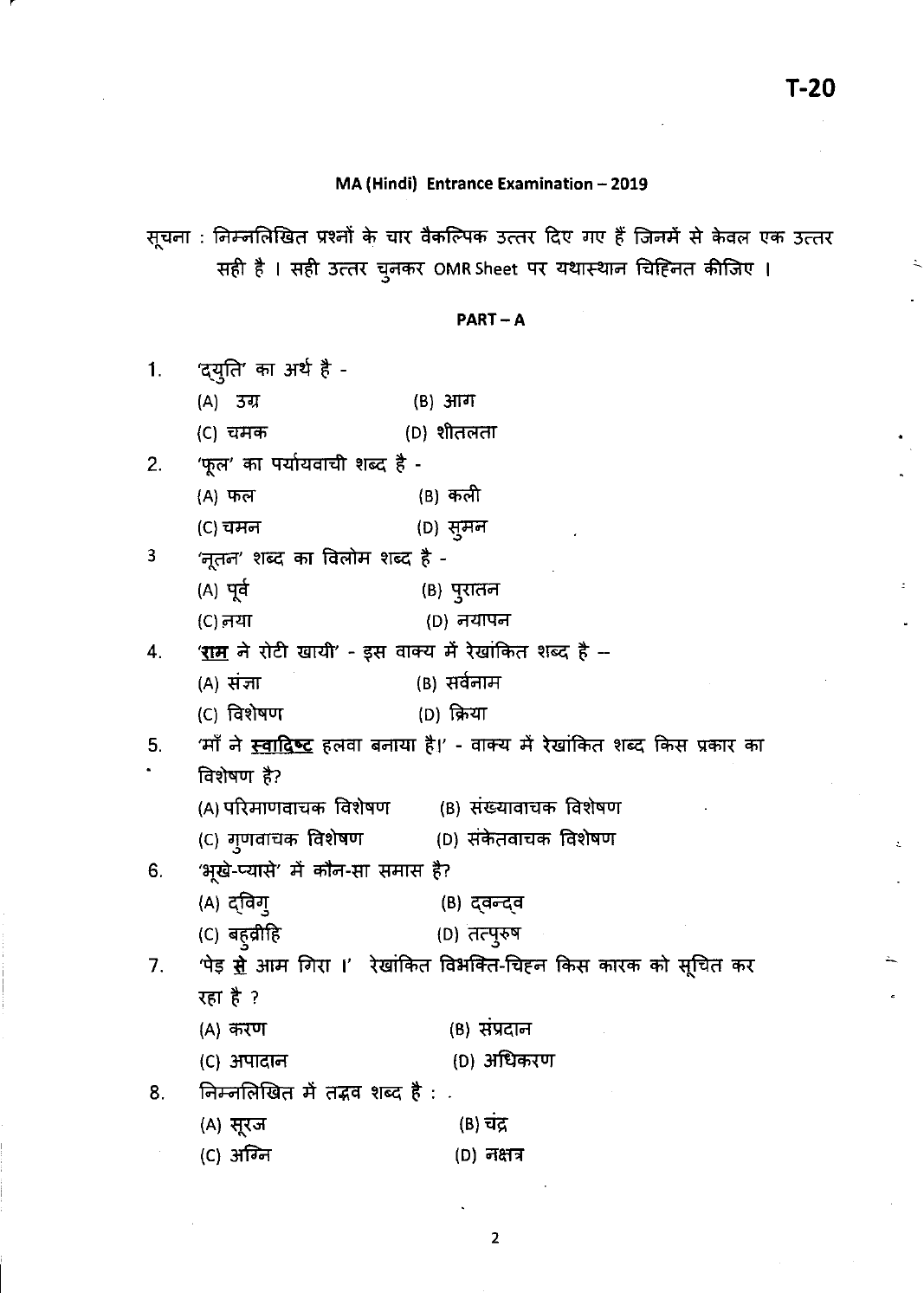T-20

## MA (Hindi) Entrance Examination – 2019

सूचना : निम्नलिखित प्रश्नों के चार वैकल्पिक उत्तर दिए गए हैं जिनमें से केवल एक उत्तर सही है । सही उत्तर चुनकर OMR Sheet पर यथास्थान चिह्नित कीजिए ।

### PART – A

1. 'द्युति' का अर्थ है -
   (A) उग्र (B) आग
   (C) चमक (D) शीतलता

2. 'फूल' का पर्यायवाची शब्द है -
   (A) फल (B) कली
   (C) चमन (D) सुमन

3. 'नूतन' शब्द का विलोम शब्द है -
   (A) पूर्व (B) पुरातन
   (C) नया (D) नयापन

4. '**राम** ने रोटी खायी' - इस वाक्य में रेखांकित शब्द है –
   (A) संज्ञा (B) सर्वनाम
   (C) विशेषण (D) क्रिया

5. 'माँ ने **स्वादिष्ट** हलवा बनाया है।' - वाक्य में रेखांकित शब्द किस प्रकार का विशेषण है?
   (A) परिमाणवाचक विशेषण (B) संख्यावाचक विशेषण
   (C) गुणवाचक विशेषण (D) संकेतवाचक विशेषण

6. 'भूखे-प्यासे' में कौन-सा समास है?
   (A) द्विगु (B) द्वन्द्व
   (C) बहुव्रीहि (D) तत्पुरुष

7. 'पेड़ **से** आम गिरा ।' रेखांकित विभक्ति-चिह्न किस कारक को सूचित कर रहा है ?
   (A) करण (B) संप्रदान
   (C) अपादान (D) अधिकरण

8. निम्नलिखित में तद्भव शब्द है :
   (A) सूरज (B) चंद्र
   (C) अग्नि (D) नक्षत्र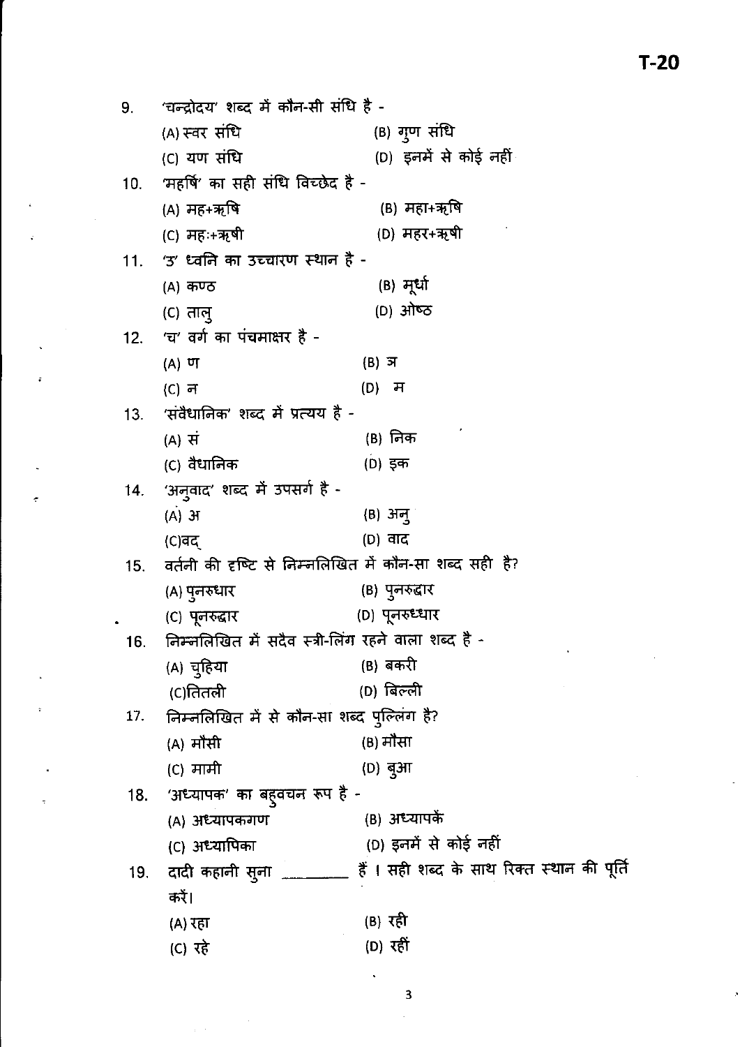9. 'चन्द्रोदय' शब्द में कौन-सी संधि है -
   (A) स्वर संधि  (B) गुण संधि
   (C) यण संधि  (D) इनमें से कोई नहीं

10. 'महर्षि' का सही संधि विच्छेद है -
   (A) मह+ऋषि  (B) महा+ऋषि
   (C) महः+ऋषी  (D) महर+ऋषी

11. 'उ' ध्वनि का उच्चारण स्थान है -
   (A) कण्ठ  (B) मूर्धा
   (C) तालु  (D) ओष्ठ

12. 'च' वर्ग का पंचमाक्षर है -
   (A) ण  (B) ञ
   (C) न  (D) म

13. 'संवैधानिक' शब्द में प्रत्यय है -
   (A) सं  (B) निक
   (C) वैधानिक  (D) इक

14. 'अनुवाद' शब्द में उपसर्ग है -
   (A) अ  (B) अनु
   (C) वद्  (D) वाद

15. वर्तनी की दृष्टि से निम्नलिखित में कौन-सा शब्द सही है?
   (A) पुनरुधार  (B) पुनरुद्धार
   (C) पूनरुद्धार  (D) पूनरुध्धार

16. निम्नलिखित में सदैव स्त्री-लिंग रहने वाला शब्द है -
   (A) चुहिया  (B) बकरी
   (C) तितली  (D) बिल्ली

17. निम्नलिखित में से कौन-सा शब्द पुल्लिंग है?
   (A) मौसी  (B) मौसा
   (C) मामी  (D) बुआ

18. 'अध्यापक' का बहुवचन रूप है -
   (A) अध्यापकगण  (B) अध्यापकें
   (C) अध्यापिका  (D) इनमें से कोई नहीं

19. दादी कहानी सुना ________ हैं । सही शब्द के साथ रिक्त स्थान की पूर्ति करें।
   (A) रहा  (B) रही
   (C) रहे  (D) रहीं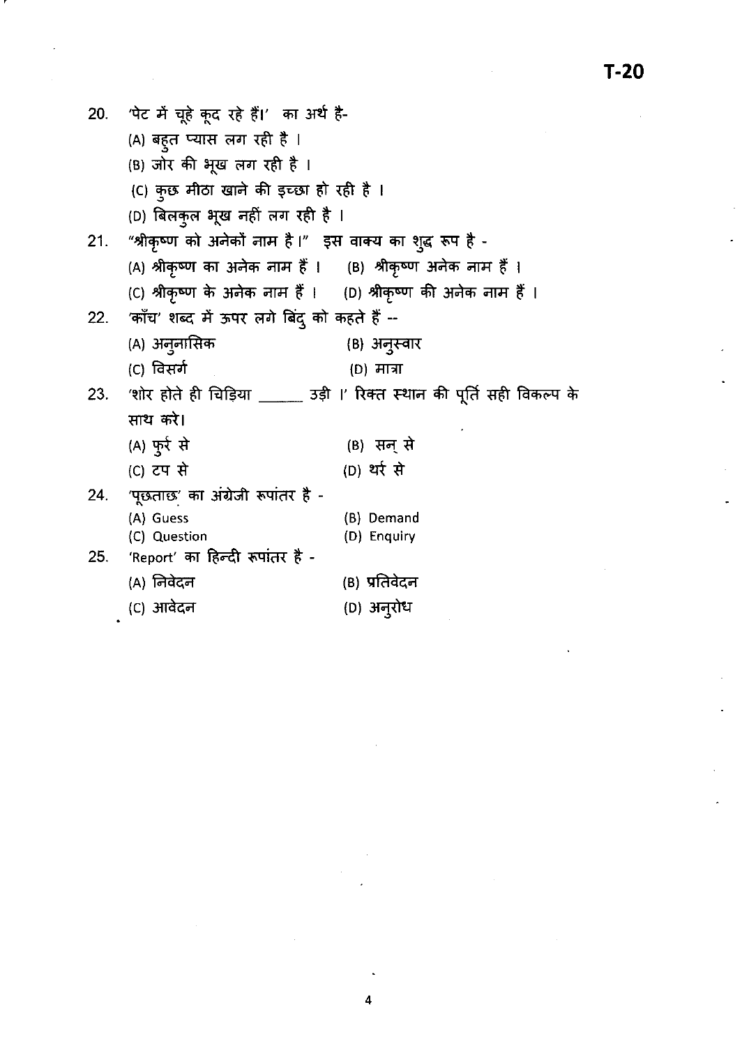20. 'पेट में चूहे कूद रहे हैं।' का अर्थ है-

(A) बहुत प्यास लग रही है ।

(B) जोर की भूख लग रही है ।

(C) कुछ मीठा खाने की इच्छा हो रही है ।

(D) बिलकुल भूख नहीं लग रही है ।

21. "श्रीकृष्ण को अनेकों नाम है।" इस वाक्य का शुद्ध रूप है -

(A) श्रीकृष्ण का अनेक नाम हैं । (B) श्रीकृष्ण अनेक नाम हैं ।

(C) श्रीकृष्ण के अनेक नाम हैं । (D) श्रीकृष्ण की अनेक नाम हैं ।

22. 'काँच' शब्द में ऊपर लगे बिंदु को कहते हैं --

(A) अनुनासिक (B) अनुस्वार

(C) विसर्ग (D) मात्रा

23. 'शोर होते ही चिड़िया ______ उड़ी ।' रिक्त स्थान की पूर्ति सही विकल्प के साथ करे।

(A) फुर्र से (B) सन् से

(C) टप से (D) थर्र से

24. 'पूछताछ' का अंग्रेजी रूपांतर है -

(A) Guess (B) Demand

(C) Question (D) Enquiry

25. 'Report' का हिन्दी रूपांतर है -

(A) निवेदन (B) प्रतिवेदन

(C) आवेदन (D) अनुरोध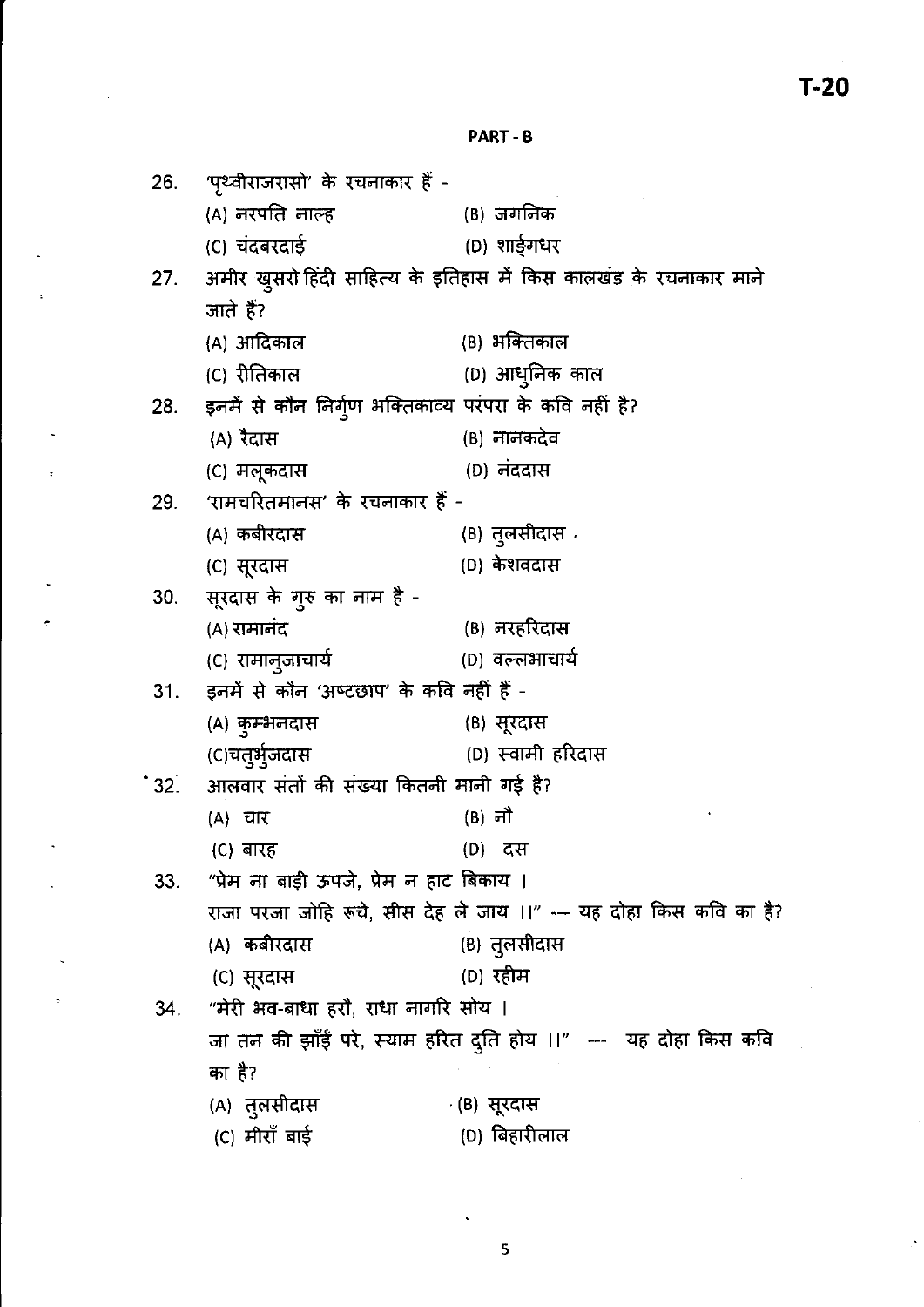## PART - B

26. 'पृथ्वीराजरासो' के रचनाकार हैं -

(A) नरपति नाल्ह (B) जगनिक

(C) चंदबरदाई (D) शार्ङ्गधर

27. अमीर खुसरो हिंदी साहित्य के इतिहास में किस कालखंड के रचनाकार माने जाते हैं?

(A) आदिकाल (B) भक्तिकाल

(C) रीतिकाल (D) आधुनिक काल

28. इनमें से कौन निर्गुण भक्तिकाव्य परंपरा के कवि नहीं है?

(A) रैदास (B) नानकदेव

(C) मलूकदास (D) नंददास

29. 'रामचरितमानस' के रचनाकार हैं -

(A) कबीरदास (B) तुलसीदास

(C) सूरदास (D) केशवदास

30. सूरदास के गुरु का नाम है -

(A) रामानंद (B) नरहरिदास

(C) रामानुजाचार्य (D) वल्लभाचार्य

31. इनमें से कौन 'अष्टछाप' के कवि नहीं हैं -

(A) कुम्भनदास (B) सूरदास

(C) चतुर्भुजदास (D) स्वामी हरिदास

32. आलवार संतों की संख्या कितनी मानी गई है?

(A) चार (B) नौ

(C) बारह (D) दस

33. "प्रेम ना बाड़ी ऊपजे, प्रेम न हाट बिकाय ।
राजा परजा जोहि रूचे, सीस देह ले जाय ।।" --- यह दोहा किस कवि का है?

(A) कबीरदास (B) तुलसीदास

(C) सूरदास (D) रहीम

34. "मेरी भव-बाधा हरौ, राधा नागरि सोय ।
जा तन की झाँईं परे, स्याम हरित दुति होय ।।" --- यह दोहा किस कवि का है?

(A) तुलसीदास (B) सूरदास

(C) मीराँ बाई (D) बिहारीलाल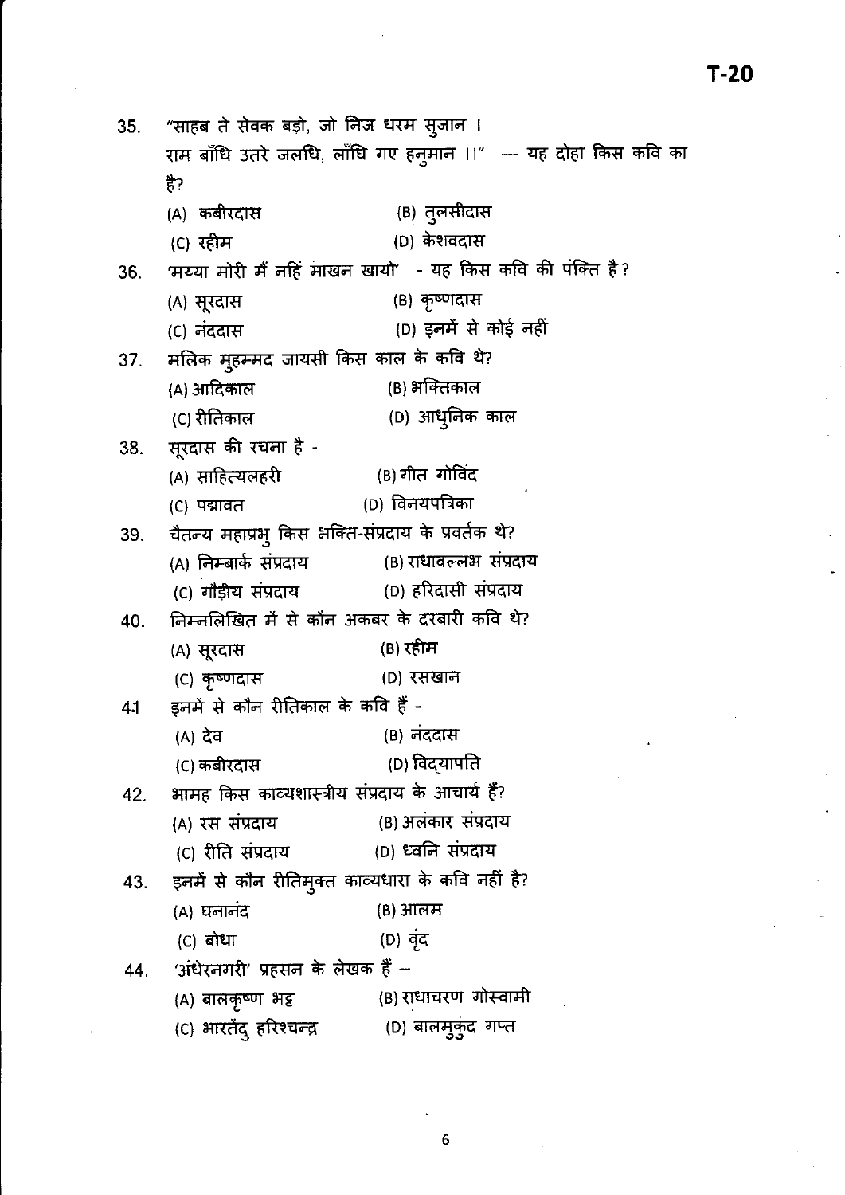35. "साहब ते सेवक बड़ो, जो निज धरम सुजान ।
राम बाँधि उतरे जलधि, लाँधि गए हनुमान ।।" --- यह दोहा किस कवि का है?

(A) कबीरदास (B) तुलसीदास
(C) रहीम (D) केशवदास

36. 'मय्या मोरी मैं नहिं माखन खायो' - यह किस कवि की पंक्ति है?

(A) सूरदास (B) कृष्णदास
(C) नंददास (D) इनमें से कोई नहीं

37. मलिक मुहम्मद जायसी किस काल के कवि थे?

(A) आदिकाल (B) भक्तिकाल
(C) रीतिकाल (D) आधुनिक काल

38. सूरदास की रचना है -

(A) साहित्यलहरी (B) गीत गोविंद
(C) पद्मावत (D) विनयपत्रिका

39. चैतन्य महाप्रभु किस भक्ति-संप्रदाय के प्रवर्तक थे?

(A) निम्बार्क संप्रदाय (B) राधावल्लभ संप्रदाय
(C) गौड़ीय संप्रदाय (D) हरिदासी संप्रदाय

40. निम्नलिखित में से कौन अकबर के दरबारी कवि थे?

(A) सूरदास (B) रहीम
(C) कृष्णदास (D) रसखान

41 इनमें से कौन रीतिकाल के कवि हैं -

(A) देव (B) नंददास
(C) कबीरदास (D) विद्यापति

42. भामह किस काव्यशास्त्रीय संप्रदाय के आचार्य हैं?

(A) रस संप्रदाय (B) अलंकार संप्रदाय
(C) रीति संप्रदाय (D) ध्वनि संप्रदाय

43. इनमें से कौन रीतिमुक्त काव्यधारा के कवि नहीं है?

(A) घनानंद (B) आलम
(C) बोधा (D) वृंद

44. 'अंधेरनगरी' प्रहसन के लेखक हैं --

(A) बालकृष्ण भट्ट (B) राधाचरण गोस्वामी
(C) भारतेंदु हरिश्चन्द्र (D) बालमुकुंद गप्त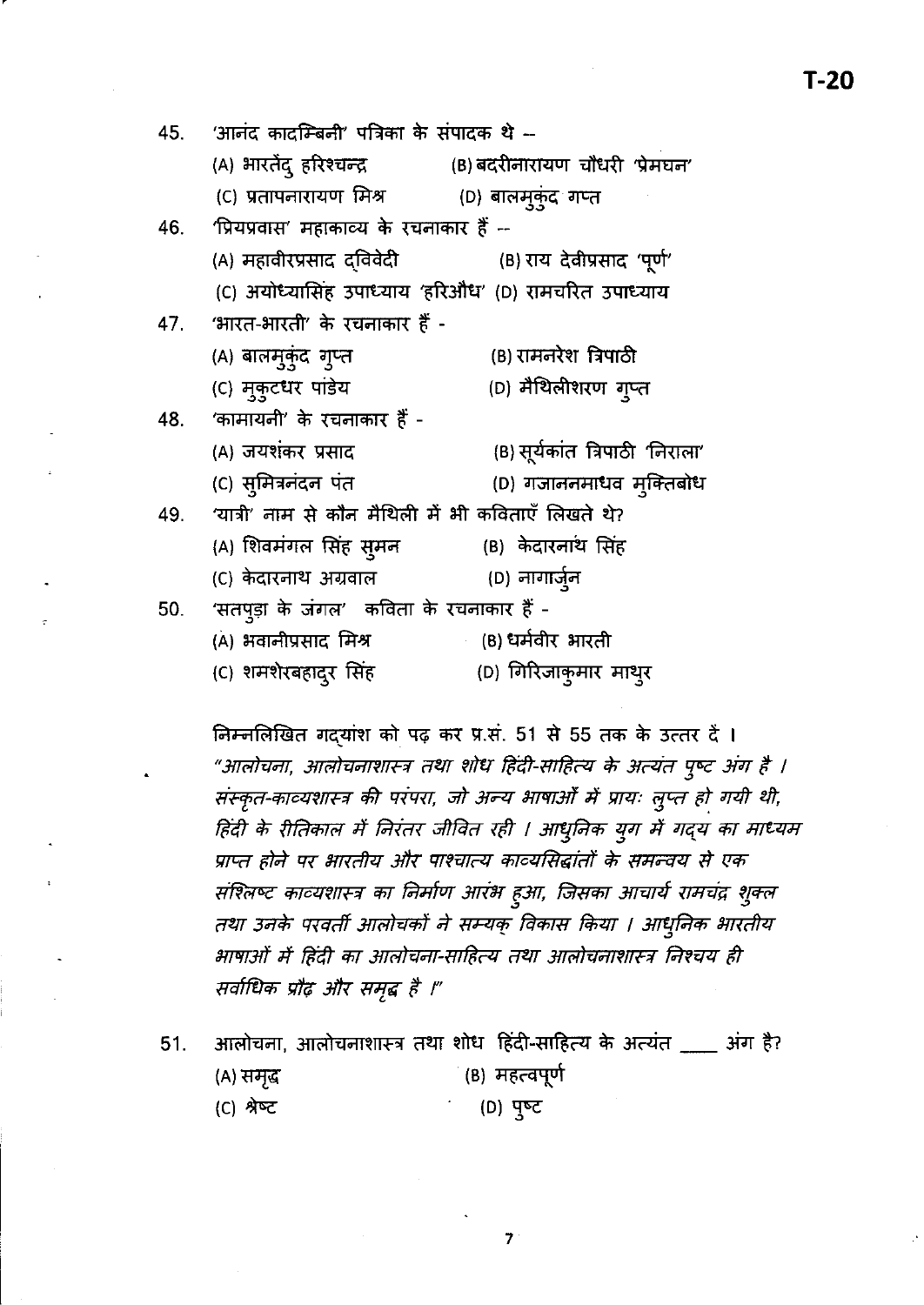45. 'आनंद कादम्बिनी' पत्रिका के संपादक थे --

(A) भारतेंदु हरिश्चन्द्र (B) बदरीनारायण चौधरी 'प्रेमघन'

(C) प्रतापनारायण मिश्र (D) बालमुकुंद गप्त

46. 'प्रियप्रवास' महाकाव्य के रचनाकार हैं --

(A) महावीरप्रसाद द्विवेदी (B) राय देवीप्रसाद 'पूर्ण'

(C) अयोध्यासिंह उपाध्याय 'हरिऔध' (D) रामचरित उपाध्याय

47. 'भारत-भारती' के रचनाकार हैं -

(A) बालमुकुंद गुप्त (B) रामनरेश त्रिपाठी

(C) मुकुटधर पांडेय (D) मैथिलीशरण गुप्त

48. 'कामायनी' के रचनाकार हैं -

(A) जयशंकर प्रसाद (B) सूर्यकांत त्रिपाठी 'निराला'

(C) सुमित्रनंदन पंत (D) गजाननमाधव मुक्तिबोध

49. 'यात्री' नाम से कौन मैथिली में भी कविताएँ लिखते थे?

(A) शिवमंगल सिंह सुमन (B) केदारनाथ सिंह

(C) केदारनाथ अग्रवाल (D) नागार्जुन

50. 'सतपुड़ा के जंगल' कविता के रचनाकार हैं -

(A) भवानीप्रसाद मिश्र (B) धर्मवीर भारती

(C) शमशेरबहादुर सिंह (D) गिरिजाकुमार माथुर

निम्नलिखित गद्यांश को पढ़ कर प्र.सं. 51 से 55 तक के उत्तर दें ।

*"आलोचना, आलोचनाशास्त्र तथा शोध हिंदी-साहित्य के अत्यंत पुष्ट अंग है । संस्कृत-काव्यशास्त्र की परंपरा, जो अन्य भाषाओं में प्रायः लुप्त हो गयी थी, हिंदी के रीतिकाल में निरंतर जीवित रही । आधुनिक युग में गद्य का माध्यम प्राप्त होने पर भारतीय और पाश्चात्य काव्यसिद्धांतों के समन्वय से एक संश्लिष्ट काव्यशास्त्र का निर्माण आरंभ हुआ, जिसका आचार्य रामचंद्र शुक्ल तथा उनके परवर्ती आलोचकों ने सम्यक् विकास किया । आधुनिक भारतीय भाषाओं में हिंदी का आलोचना-साहित्य तथा आलोचनाशास्त्र निश्चय ही सर्वाधिक प्रौढ़ और समृद्ध है ।"*

51. आलोचना, आलोचनाशास्त्र तथा शोध हिंदी-साहित्य के अत्यंत ____ अंग है?

(A) समृद्ध (B) महत्वपूर्ण

(C) श्रेष्ट (D) पुष्ट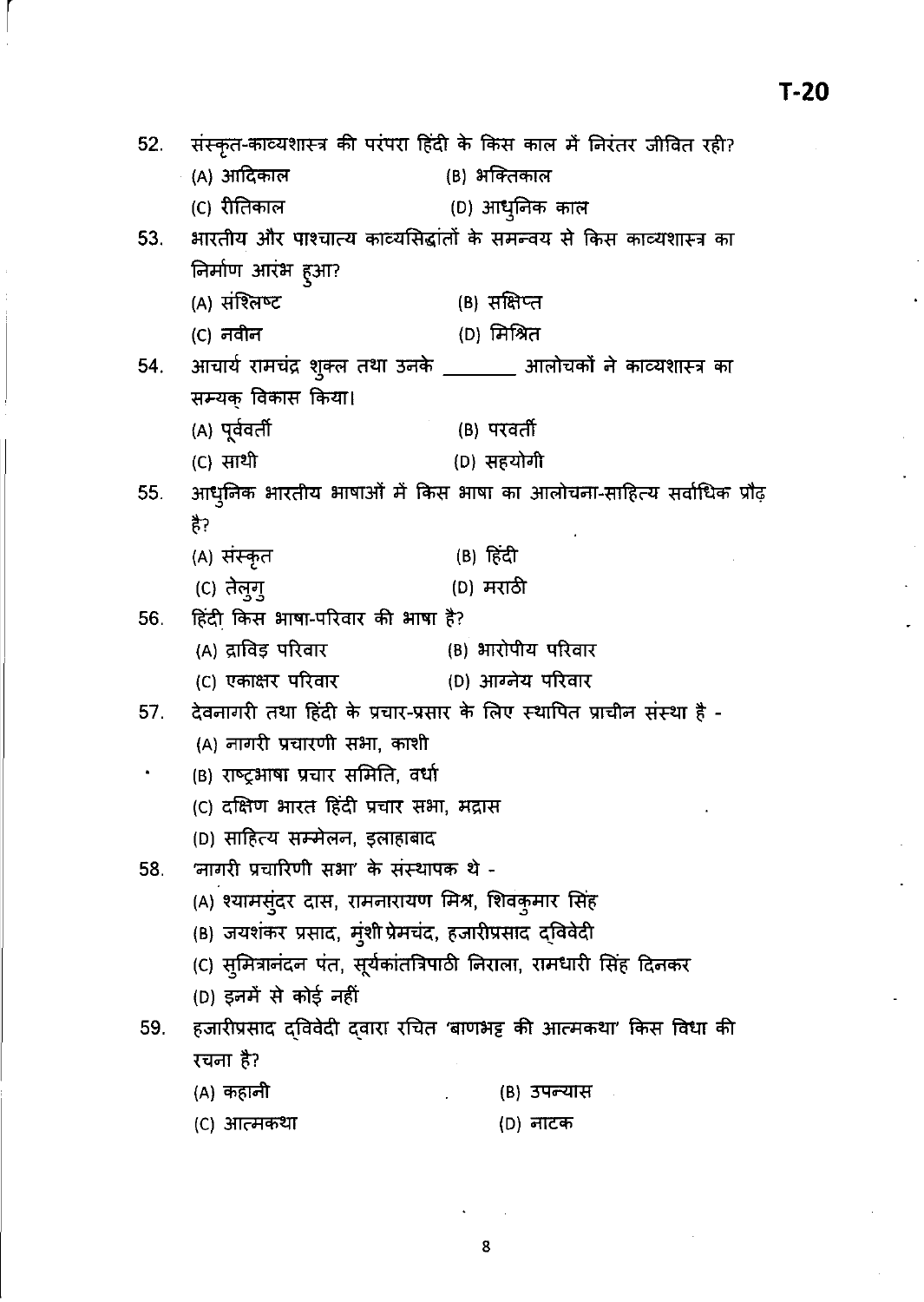52. संस्कृत-काव्यशास्त्र की परंपरा हिंदी के किस काल में निरंतर जीवित रही?

(A) आदिकाल (B) भक्तिकाल
(C) रीतिकाल (D) आधुनिक काल

53. भारतीय और पाश्चात्य काव्यसिद्धांतों के समन्वय से किस काव्यशास्त्र का निर्माण आरंभ हुआ?

(A) संश्लिष्ट (B) सक्षिप्त
(C) नवीन (D) मिश्रित

54. आचार्य रामचंद्र शुक्ल तथा उनके ________ आलोचकों ने काव्यशास्त्र का सम्यक् विकास किया।

(A) पूर्ववर्ती (B) परवर्ती
(C) साथी (D) सहयोगी

55. आधुनिक भारतीय भाषाओं में किस भाषा का आलोचना-साहित्य सर्वाधिक प्रौढ़ है?

(A) संस्कृत (B) हिंदी
(C) तेलुगु (D) मराठी

56. हिंदी किस भाषा-परिवार की भाषा है?

(A) द्राविड़ परिवार (B) भारोपीय परिवार
(C) एकाक्षर परिवार (D) आग्नेय परिवार

57. देवनागरी तथा हिंदी के प्रचार-प्रसार के लिए स्थापित प्राचीन संस्था है -

(A) नागरी प्रचारणी सभा, काशी
(B) राष्ट्रभाषा प्रचार समिति, वर्धा
(C) दक्षिण भारत हिंदी प्रचार सभा, मद्रास
(D) साहित्य सम्मेलन, इलाहाबाद

58. 'नागरी प्रचारिणी सभा' के संस्थापक थे -

(A) श्यामसुंदर दास, रामनारायण मिश्र, शिवकुमार सिंह
(B) जयशंकर प्रसाद, मुंशी प्रेमचंद, हजारीप्रसाद द्विवेदी
(C) सुमित्रानंदन पंत, सूर्यकांतत्रिपाठी निराला, रामधारी सिंह दिनकर
(D) इनमें से कोई नहीं

59. हजारीप्रसाद द्विवेदी द्वारा रचित 'बाणभट्ट की आत्मकथा' किस विधा की रचना है?

(A) कहानी (B) उपन्यास
(C) आत्मकथा (D) नाटक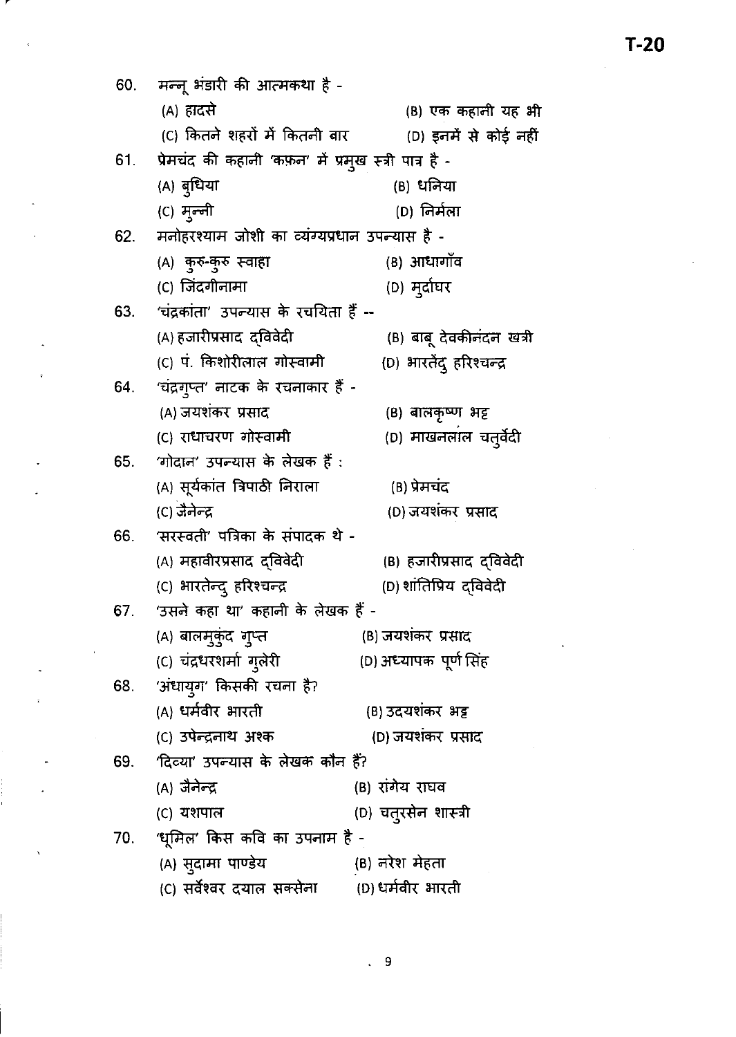60. मन्नू भंडारी की आत्मकथा है -

(A) हादसे
(B) एक कहानी यह भी
(C) कितने शहरों में कितनी बार
(D) इनमें से कोई नहीं

61. प्रेमचंद की कहानी 'कफ़न' में प्रमुख स्त्री पात्र है -

(A) बुधिया
(B) धनिया
(C) मुन्नी
(D) निर्मला

62. मनोहरश्याम जोशी का व्यंग्यप्रधान उपन्यास है -

(A) कुरु-कुरु स्वाहा
(B) आधागाँव
(C) जिंदगीनामा
(D) मुर्दाघर

63. 'चंद्रकांता' उपन्यास के रचयिता हैं --

(A) हजारीप्रसाद द्विवेदी
(B) बाबू देवकीनंदन खत्री
(C) पं. किशोरीलाल गोस्वामी
(D) भारतेंदु हरिश्चन्द्र

64. 'चंद्रगुप्त' नाटक के रचनाकार हैं -

(A) जयशंकर प्रसाद
(B) बालकृष्ण भट्ट
(C) राधाचरण गोस्वामी
(D) माखनलाल चतुर्वेदी

65. 'गोदान' उपन्यास के लेखक हैं :

(A) सूर्यकांत त्रिपाठी निराला
(B) प्रेमचंद
(C) जैनेन्द्र
(D) जयशंकर प्रसाद

66. 'सरस्वती' पत्रिका के संपादक थे -

(A) महावीरप्रसाद द्विवेदी
(B) हजारीप्रसाद द्विवेदी
(C) भारतेन्दु हरिश्चन्द्र
(D) शांतिप्रिय द्विवेदी

67. 'उसने कहा था' कहानी के लेखक हैं -

(A) बालमुकुंद गुप्त
(B) जयशंकर प्रसाद
(C) चंद्रधरशर्मा गुलेरी
(D) अध्यापक पूर्ण सिंह

68. 'अंधायुग' किसकी रचना है?

(A) धर्मवीर भारती
(B) उदयशंकर भट्ट
(C) उपेन्द्रनाथ अश्क
(D) जयशंकर प्रसाद

69. 'दिव्या' उपन्यास के लेखक कौन हैं?

(A) जैनेन्द्र
(B) रांगेय राघव
(C) यशपाल
(D) चतुरसेन शास्त्री

70. 'धूमिल' किस कवि का उपनाम है -

(A) सुदामा पाण्डेय
(B) नरेश मेहता
(C) सर्वेश्वर दयाल सक्सेना
(D) धर्मवीर भारती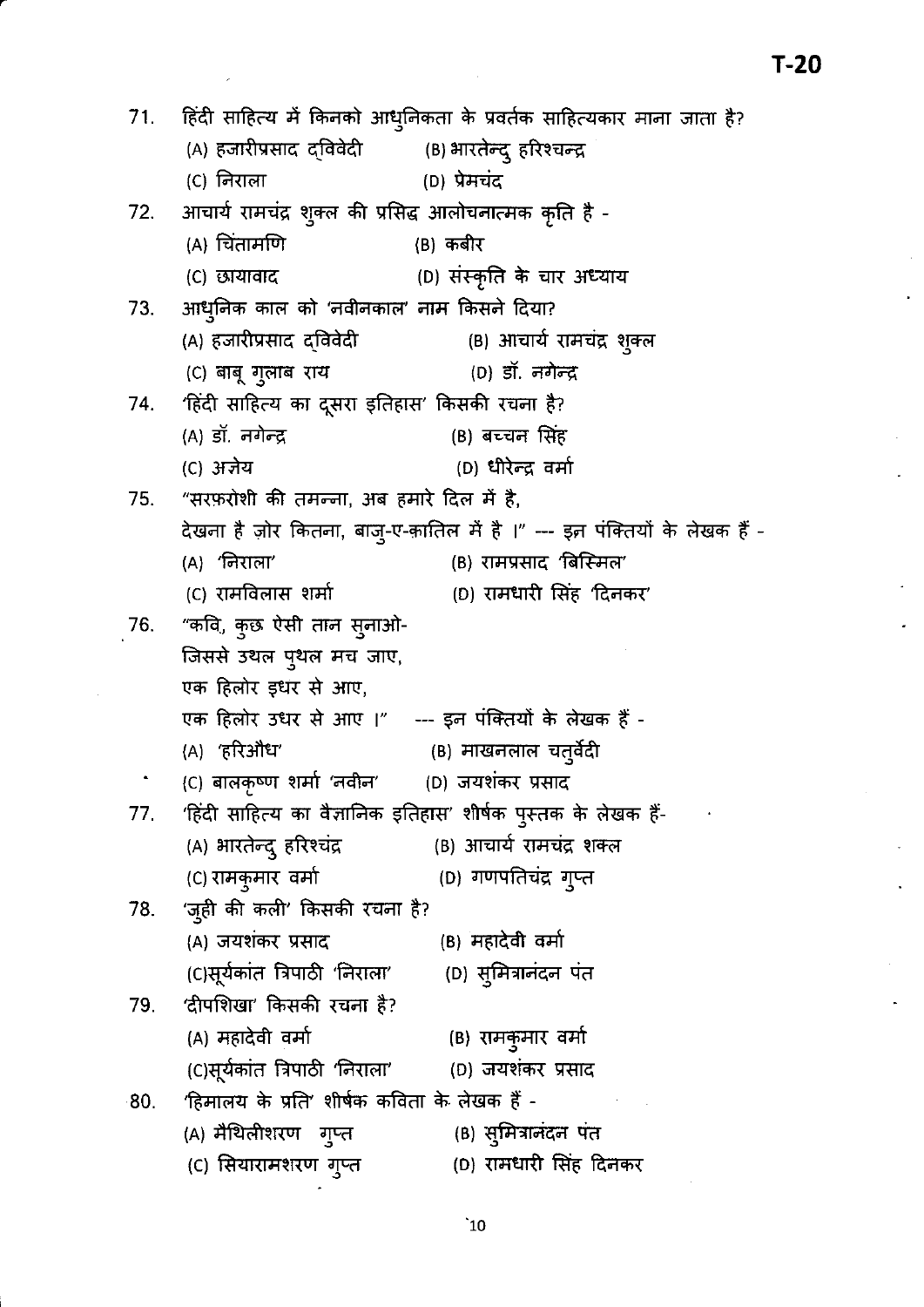71. हिंदी साहित्य में किनको आधुनिकता के प्रवर्तक साहित्यकार माना जाता है?

    (A) हजारीप्रसाद द्विवेदी (B) भारतेन्दु हरिश्चन्द्र
    
    (C) निराला (D) प्रेमचंद

72. आचार्य रामचंद्र शुक्ल की प्रसिद्ध आलोचनात्मक कृति है -

    (A) चिंतामणि (B) कबीर
    
    (C) छायावाद (D) संस्कृति के चार अध्याय

73. आधुनिक काल को 'नवीनकाल' नाम किसने दिया?

    (A) हजारीप्रसाद द्विवेदी (B) आचार्य रामचंद्र शुक्ल
    
    (C) बाबू गुलाब राय (D) डॉ. नगेन्द्र

74. 'हिंदी साहित्य का दूसरा इतिहास' किसकी रचना है?

    (A) डॉ. नगेन्द्र (B) बच्चन सिंह
    
    (C) अज्ञेय (D) धीरेन्द्र वर्मा

75. "सरफ़रोशी की तमन्ना, अब हमारे दिल में है,
    देखना है ज़ोर कितना, बाजु-ए-क़ातिल में है ।" --- इन पंक्तियों के लेखक हैं -

    (A) 'निराला' (B) रामप्रसाद 'बिस्मिल'
    
    (C) रामविलास शर्मा (D) रामधारी सिंह 'दिनकर'

76. "कवि, कुछ ऐसी तान सुनाओ-
    जिससे उथल पुथल मच जाए,
    एक हिलोर इधर से आए,
    एक हिलोर उधर से आए ।" --- इन पंक्तियों के लेखक हैं -

    (A) 'हरिऔध' (B) माखनलाल चतुर्वेदी
    
    (C) बालकृष्ण शर्मा 'नवीन' (D) जयशंकर प्रसाद

77. 'हिंदी साहित्य का वैज्ञानिक इतिहास' शीर्षक पुस्तक के लेखक हैं-

    (A) भारतेन्दु हरिश्चंद्र (B) आचार्य रामचंद्र शक्ल
    
    (C) रामकुमार वर्मा (D) गणपतिचंद्र गुप्त

78. 'जुही की कली' किसकी रचना है?

    (A) जयशंकर प्रसाद (B) महादेवी वर्मा
    
    (C) सूर्यकांत त्रिपाठी 'निराला' (D) सुमित्रानंदन पंत

79. 'दीपशिखा' किसकी रचना है?

    (A) महादेवी वर्मा (B) रामकुमार वर्मा
    
    (C) सूर्यकांत त्रिपाठी 'निराला' (D) जयशंकर प्रसाद

80. 'हिमालय के प्रति' शीर्षक कविता के लेखक हैं -

    (A) मैथिलीशरण गुप्त (B) सुमित्रानंदन पंत
    
    (C) सियारामशरण गुप्त (D) रामधारी सिंह दिनकर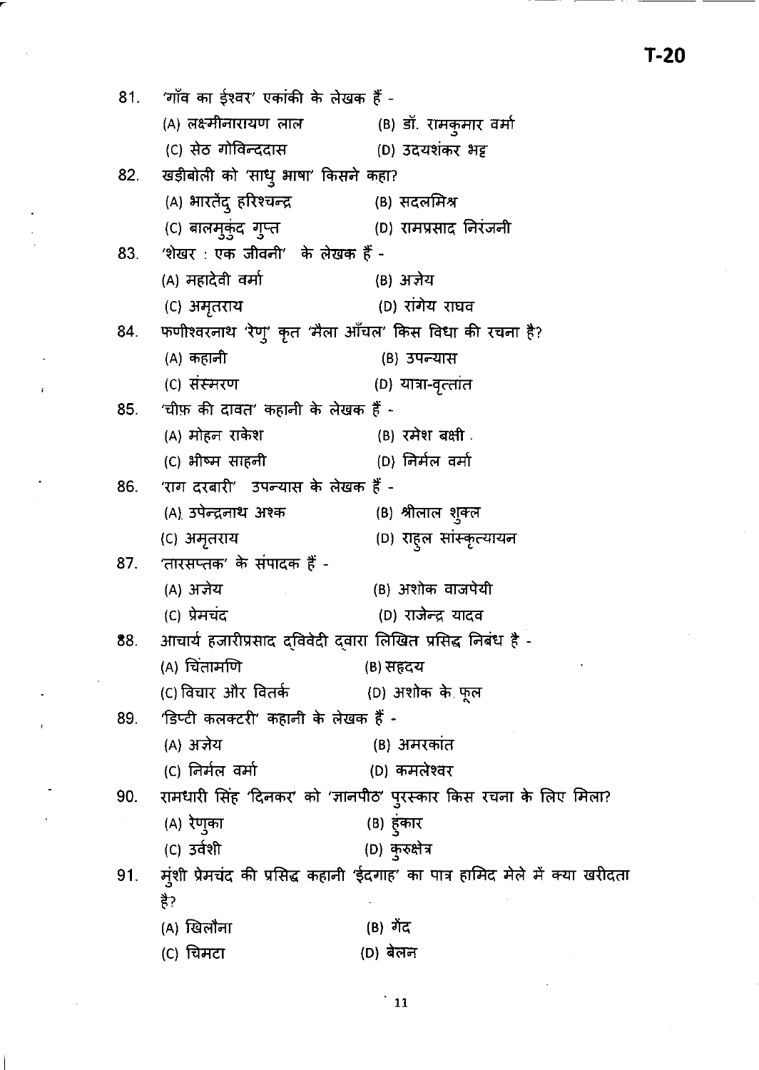81. 'गाँव का ईश्वर' एकांकी के लेखक हैं -

(A) लक्ष्मीनारायण लाल (B) डॉ. रामकुमार वर्मा

(C) सेठ गोविन्ददास (D) उदयशंकर भट्ट

82. खड़ीबोली को 'साधु भाषा' किसने कहा?

(A) भारतेंदु हरिश्चन्द्र (B) सदलमिश्र

(C) बालमुकुंद गुप्त (D) रामप्रसाद निरंजनी

83. 'शेखर : एक जीवनी' के लेखक हैं -

(A) महादेवी वर्मा (B) अज्ञेय

(C) अमृतराय (D) रांगेय राघव

84. फणीश्वरनाथ 'रेणु' कृत 'मैला आँचल' किस विधा की रचना है?

(A) कहानी (B) उपन्यास

(C) संस्मरण (D) यात्रा-वृत्तांत

85. 'चीफ़ की दावत' कहानी के लेखक हैं -

(A) मोहन राकेश (B) रमेश बक्षी .

(C) भीष्म साहनी (D) निर्मल वर्मा

86. 'राग दरबारी' उपन्यास के लेखक हैं -

(A) उपेन्द्रनाथ अश्क (B) श्रीलाल शुक्ल

(C) अमृतराय (D) राहुल सांस्कृत्यायन

87. 'तारसप्तक' के संपादक हैं -

(A) अज्ञेय (B) अशोक वाजपेयी

(C) प्रेमचंद (D) राजेन्द्र यादव

88. आचार्य हजारीप्रसाद द्विवेदी द्वारा लिखित प्रसिद्ध निबंध है -

(A) चिंतामणि (B) सहृदय

(C) विचार और वितर्क (D) अशोक के फूल

89. 'डिप्टी कलक्टरी' कहानी के लेखक हैं -

(A) अज्ञेय (B) अमरकांत

(C) निर्मल वर्मा (D) कमलेश्वर

90. रामधारी सिंह 'दिनकर' को 'ज्ञानपीठ' पुरस्कार किस रचना के लिए मिला?

(A) रेणुका (B) हुंकार

(C) उर्वशी (D) कुरुक्षेत्र

91. मुंशी प्रेमचंद की प्रसिद्ध कहानी 'ईदगाह' का पात्र हामिद मेले में क्या खरीदता है?

(A) खिलौना (B) गेंद

(C) चिमटा (D) बेलन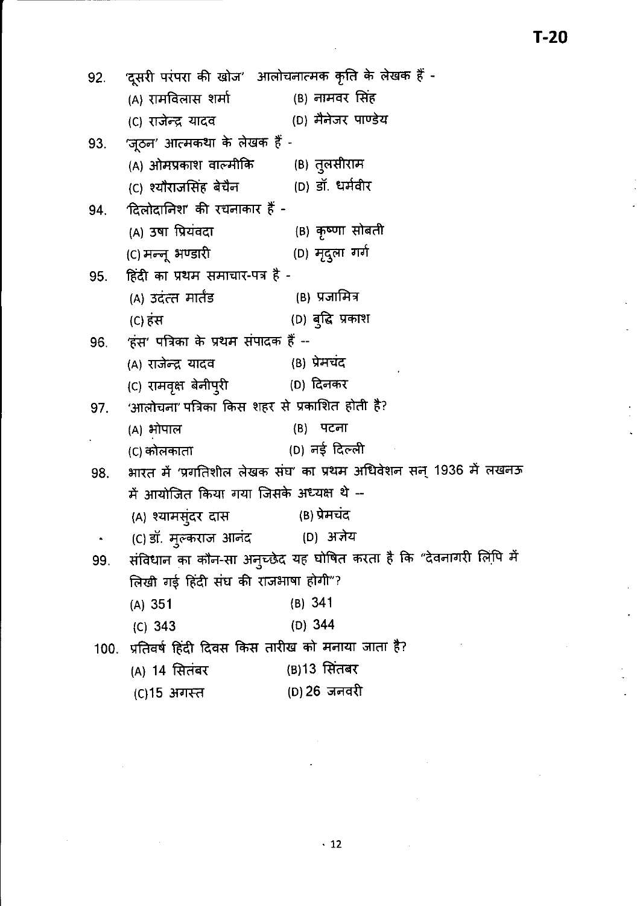92. 'दूसरी परंपरा की खोज' आलोचनात्मक कृति के लेखक हैं -

(A) रामविलास शर्मा (B) नामवर सिंह

(C) राजेन्द्र यादव (D) मैनेजर पाण्डेय

93. 'जूठन' आत्मकथा के लेखक हैं -

(A) ओमप्रकाश वाल्मीकि (B) तुलसीराम

(C) श्यौराजसिंह बेचैन (D) डॉ. धर्मवीर

94. 'दिलोदानिश' की रचनाकार हैं -

(A) उषा प्रियंवदा (B) कृष्णा सोबती

(C) मन्नू भण्डारी (D) मृदुला गर्ग

95. हिंदी का प्रथम समाचार-पत्र है -

(A) उदंत्त मार्तंड (B) प्रजामित्र

(C) हंस (D) बुद्धि प्रकाश

96. 'हंस' पत्रिका के प्रथम संपादक हैं --

(A) राजेन्द्र यादव (B) प्रेमचंद

(C) रामवृक्ष बेनीपुरी (D) दिनकर

97. 'आलोचना' पत्रिका किस शहर से प्रकाशित होती है?

(A) भोपाल (B) पटना

(C) कोलकाता (D) नई दिल्ली

98. भारत में 'प्रगतिशील लेखक संघ' का प्रथम अधिवेशन सन् 1936 में लखनऊ में आयोजित किया गया जिसके अध्यक्ष थे --

(A) श्यामसुंदर दास (B) प्रेमचंद

(C) डॉ. मुल्कराज आनंद (D) अज्ञेय

99. संविधान का कौन-सा अनुच्छेद यह घोषित करता है कि "देवनागरी लिपि में लिखी गई हिंदी संघ की राजभाषा होगी"?

(A) 351 (B) 341

(C) 343 (D) 344

100. प्रतिवर्ष हिंदी दिवस किस तारीख को मनाया जाता है?

(A) 14 सितंबर (B) 13 सितंबर

(C) 15 अगस्त (D) 26 जनवरी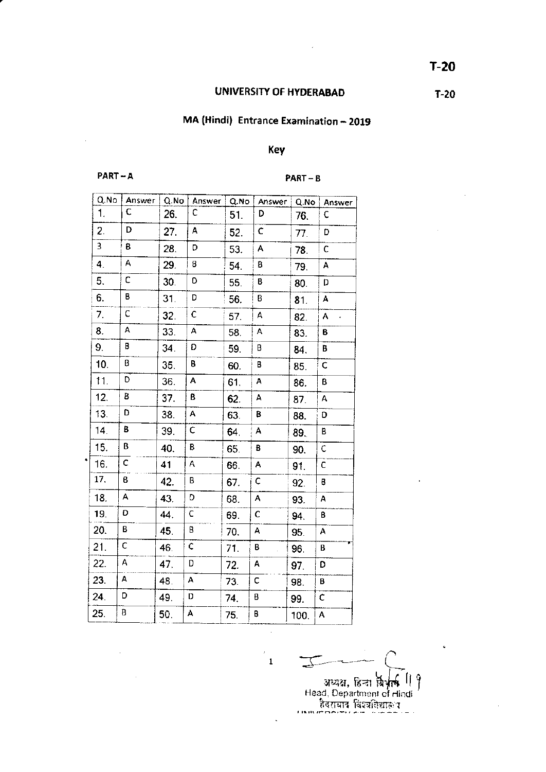T-20

## UNIVERSITY OF HYDERABAD

T-20

### MA (Hindi) Entrance Examination – 2019

### Key

PART – A PART – B

| Q.No | Answer | Q.No | Answer | Q.No | Answer | Q.No | Answer |
|---|---|---|---|---|---|---|---|
| 1. | C | 26. | C | 51. | D | 76. | C |
| 2. | D | 27. | A | 52. | C | 77. | D |
| 3 | B | 28. | D | 53. | A | 78. | C |
| 4. | A | 29. | B | 54. | B | 79. | A |
| 5. | C | 30. | D | 55. | B | 80. | D |
| 6. | B | 31. | D | 56. | B | 81. | A |
| 7. | C | 32. | C | 57. | A | 82. | A |
| 8. | A | 33. | A | 58. | A | 83. | B |
| 9. | B | 34. | D | 59. | B | 84. | B |
| 10. | B | 35. | B | 60. | B | 85. | C |
| 11. | D | 36. | A | 61. | A | 86. | B |
| 12. | B | 37. | B | 62. | A | 87. | A |
| 13. | D | 38. | A | 63. | B | 88. | D |
| 14. | B | 39. | C | 64. | A | 89. | B |
| 15. | B | 40. | B | 65. | B | 90. | C |
| 16. | C | 41 | A | 66. | A | 91. | C |
| 17. | B | 42. | B | 67. | C | 92. | B |
| 18. | A | 43. | D | 68. | A | 93. | A |
| 19. | D | 44. | C | 69. | C | 94. | B |
| 20. | B | 45. | B | 70. | A | 95. | A |
| 21. | C | 46. | C | 71. | B | 96. | B |
| 22. | A | 47. | D | 72. | A | 97. | D |
| 23. | A | 48. | A | 73. | C | 98. | B |
| 24. | D | 49. | D | 74. | B | 99. | C |
| 25. | B | 50. | A | 75. | B | 100. | A |

अध्यक्ष, हिन्दी विभाग
Head, Department of Hindi
हैदराबाद विश्वविद्यालय